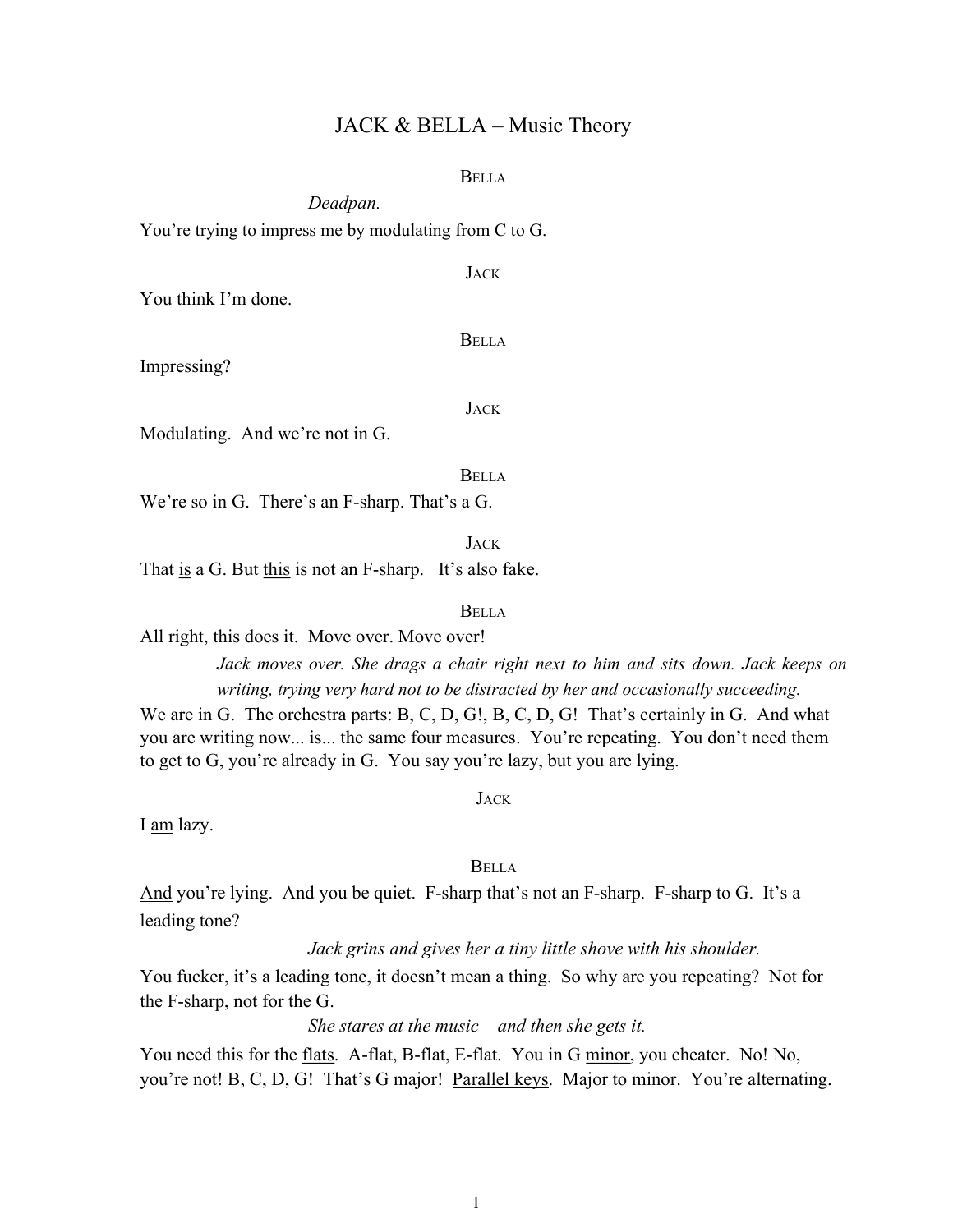# JACK & BELLA – Music Theory

BELLA

*Deadpan.*

You're trying to impress me by modulating from C to G.

JACK

You think I'm done.

BELLA

Impressing?

JACK

Modulating. And we're not in G.

BELLA

We're so in G. There's an F-sharp. That's a G.

JACK

That <u>is</u> a G. But <u>this</u> is not an F-sharp. It's also fake.

BELLA

All right, this does it. Move over. Move over!

*Jack moves over. She drags a chair right next to him and sits down. Jack keeps on writing, trying very hard not to be distracted by her and occasionally succeeding.*

We are in G. The orchestra parts: B, C, D, G!, B, C, D, G! That's certainly in G. And what you are writing now... is... the same four measures. You're repeating. You don't need them to get to G, you're already in G. You say you're lazy, but you are lying.

JACK

I <u>am</u> lazy.

BELLA

<u>And</u> you're lying. And you be quiet. F-sharp that's not an F-sharp. F-sharp to G. It's a – leading tone?

*Jack grins and gives her a tiny little shove with his shoulder.*

You fucker, it's a leading tone, it doesn't mean a thing. So why are you repeating? Not for the F-sharp, not for the G.

*She stares at the music – and then she gets it.*

You need this for the <u>flats</u>. A-flat, B-flat, E-flat. You in G <u>minor</u>, you cheater. No! No, you're not! B, C, D, G! That's G major! <u>Parallel keys</u>. Major to minor. You're alternating.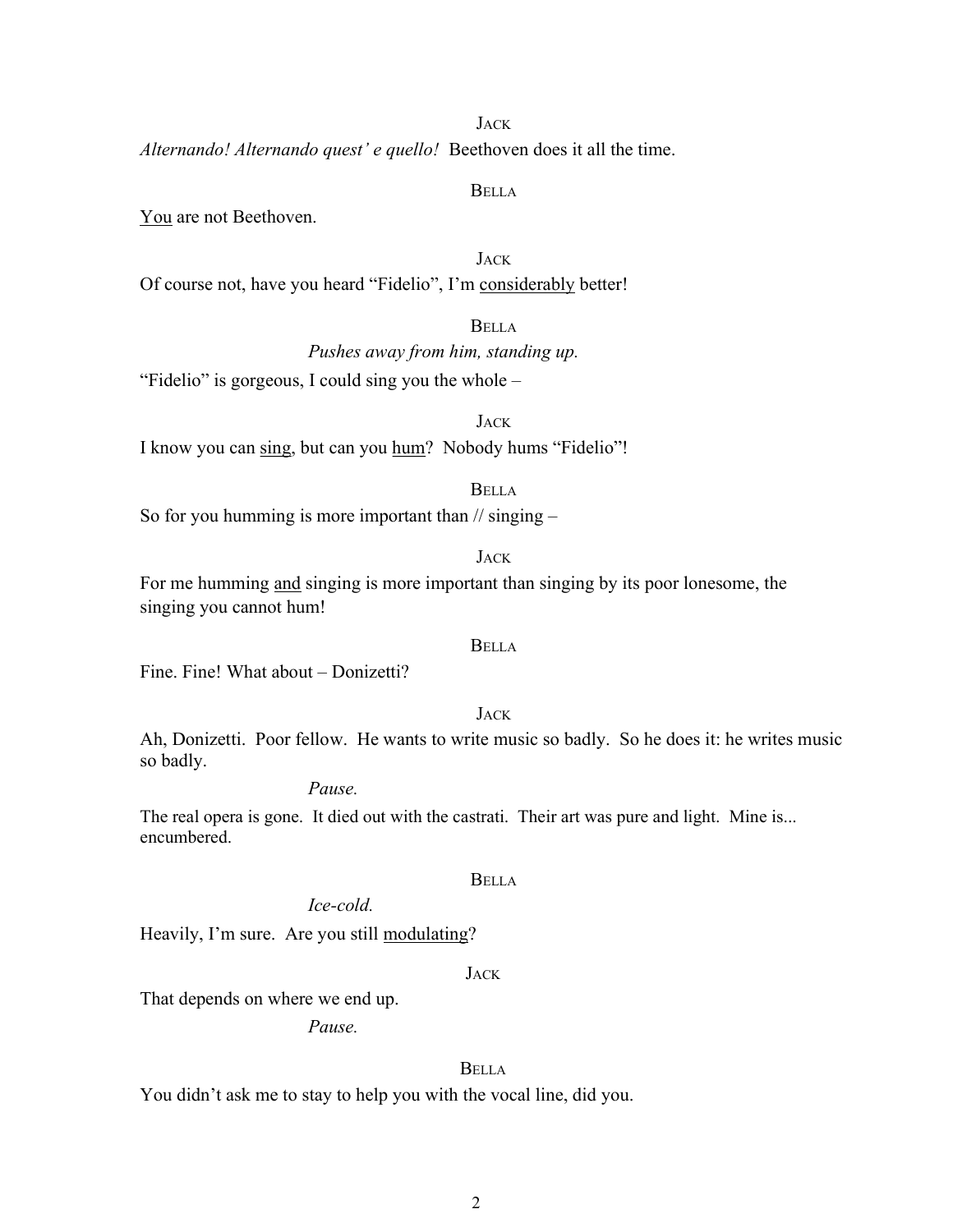JACK

*Alternando! Alternando quest' e quello!* Beethoven does it all the time.

BELLA

<u>You</u> are not Beethoven.

JACK

Of course not, have you heard "Fidelio", I'm <u>considerably</u> better!

BELLA

*Pushes away from him, standing up.*

"Fidelio" is gorgeous, I could sing you the whole –

JACK

I know you can <u>sing</u>, but can you <u>hum</u>? Nobody hums "Fidelio"!

BELLA

So for you humming is more important than // singing –

JACK

For me humming <u>and</u> singing is more important than singing by its poor lonesome, the singing you cannot hum!

BELLA

Fine. Fine! What about – Donizetti?

JACK

Ah, Donizetti. Poor fellow. He wants to write music so badly. So he does it: he writes music so badly.

*Pause.*

The real opera is gone. It died out with the castrati. Their art was pure and light. Mine is... encumbered.

BELLA

*Ice-cold.*

Heavily, I'm sure. Are you still <u>modulating</u>?

JACK

That depends on where we end up.

*Pause.*

BELLA

You didn't ask me to stay to help you with the vocal line, did you.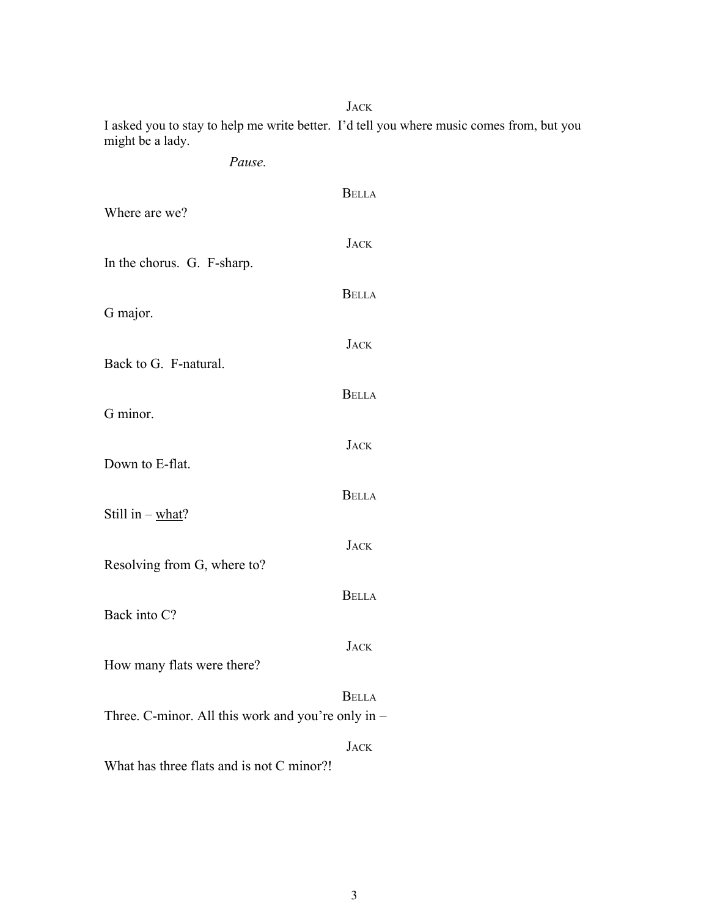JACK

I asked you to stay to help me write better. I'd tell you where music comes from, but you might be a lady.

*Pause.*

BELLA

Where are we?

JACK

In the chorus. G. F-sharp.

BELLA

G major.

JACK

Back to G. F-natural.

BELLA

G minor.

JACK

Down to E-flat.

BELLA

Still in – <u>what</u>?

JACK

Resolving from G, where to?

BELLA

Back into C?

JACK

How many flats were there?

BELLA

Three. C-minor. All this work and you're only in –

JACK

What has three flats and is not C minor?!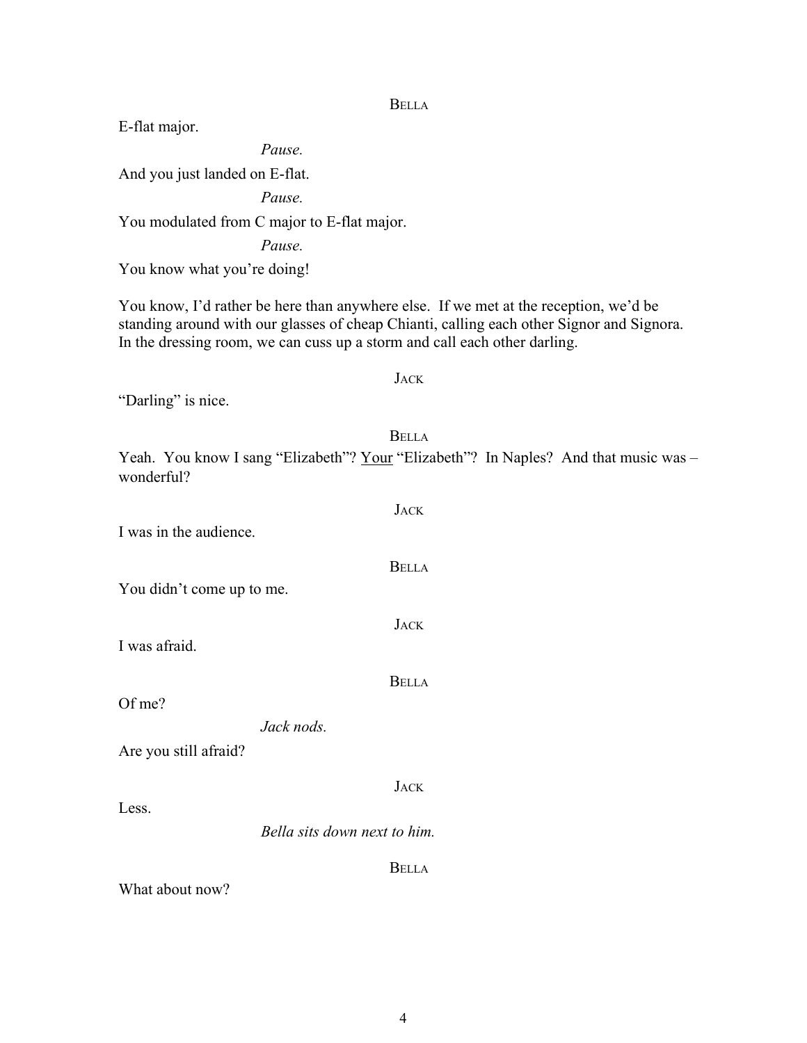BELLA

E-flat major.

*Pause.*

And you just landed on E-flat.

*Pause.*

You modulated from C major to E-flat major.

*Pause.*

You know what you're doing!

You know, I'd rather be here than anywhere else. If we met at the reception, we'd be standing around with our glasses of cheap Chianti, calling each other Signor and Signora. In the dressing room, we can cuss up a storm and call each other darling.

JACK

"Darling" is nice.

BELLA

Yeah. You know I sang "Elizabeth"? <u>Your</u> "Elizabeth"? In Naples? And that music was – wonderful?

JACK

I was in the audience.

BELLA

You didn't come up to me.

JACK

I was afraid.

BELLA

Of me?

*Jack nods.*

Are you still afraid?

JACK

Less.

*Bella sits down next to him.*

BELLA

What about now?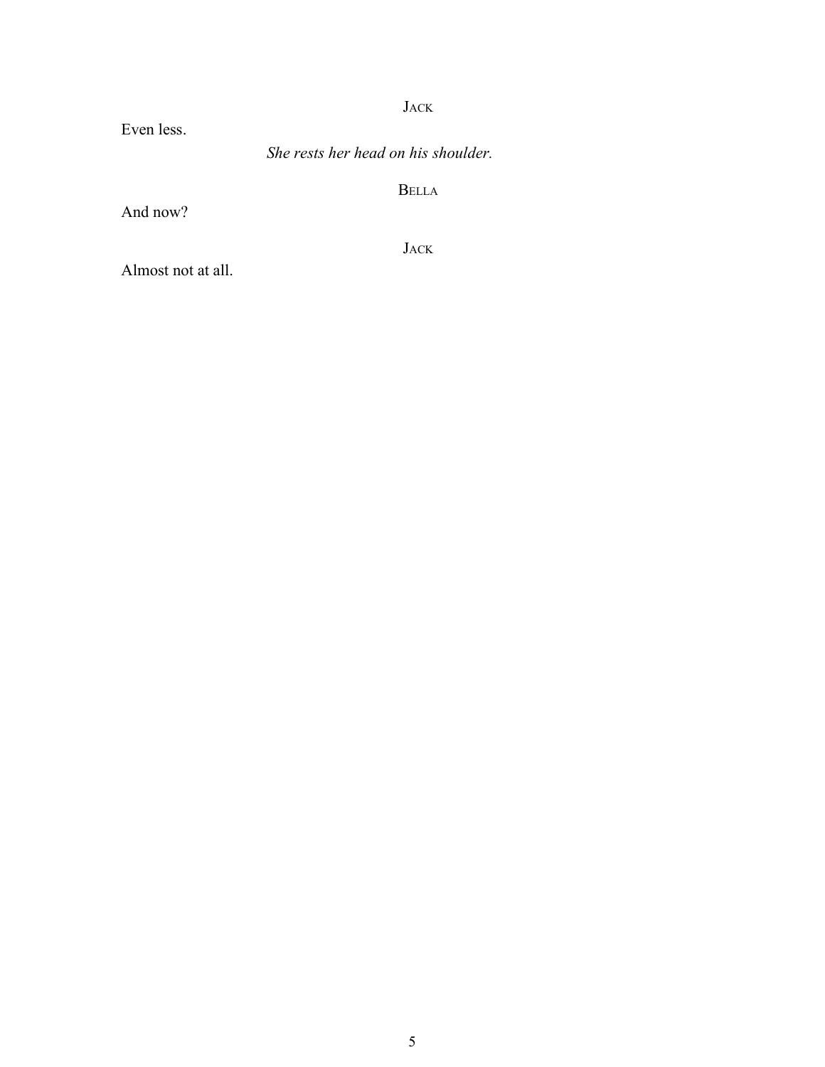JACK

Even less.

*She rests her head on his shoulder.*

BELLA

And now?

JACK

Almost not at all.